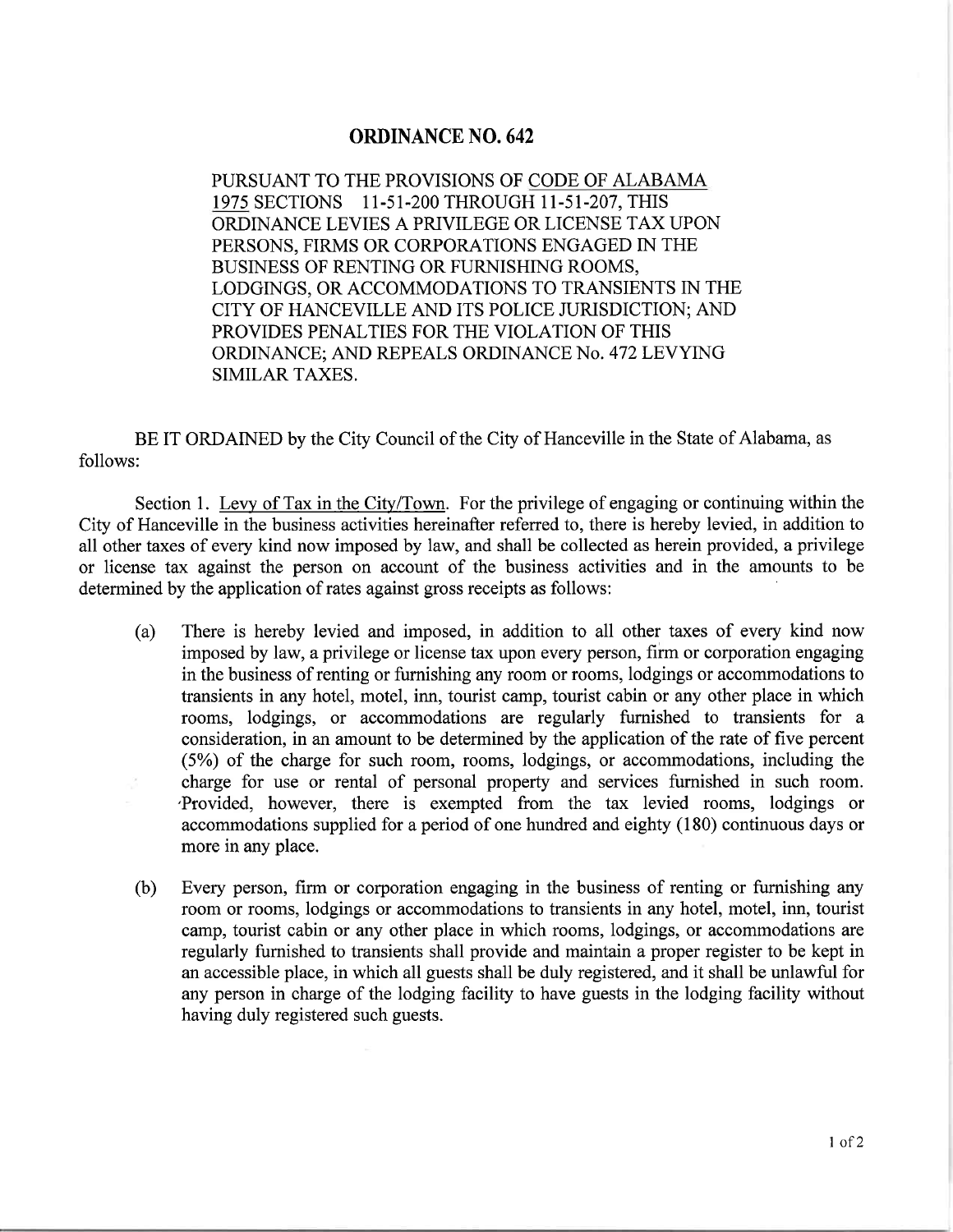# ORDINANCE NO. 642

PURSUANT TO THE PROVISIONS OF CODE OF ALABAMA 1975 SECTIONS 11-51-200 THROUGH 11-51-207, THIS ORDINANCE LEVIES A PRIVILEGE OR LICENSE TAX UPON PERSONS, FIRMS OR CORPORATIONS ENGAGED IN THE BUSINESS OF RENTING OR FURNISHING ROOMS, LODGINGS, OR ACCOMMODATIONS TO TRANSIENTS IN THE CITY OF HANCEVILLE AND ITS POLICE JURISDICTION; AND PROVIDES PENALTIES FOR THE VIOLATION OF THIS ORDINANCE; AND REPEALS ORDINANCE No. 472 LEVYING SIMILAR TAXES.

BE IT ORDAINED by the City Council of the City of Hanceville in the State of Alabama, as follows:

Section 1. Levy of Tax in the City/Town. For the privilege of engaging or continuing within the City of Hanceville in the business activities hereinafter referred to, there is hereby levied, in addition to all other taxes of every kind now imposed by law, and shall be collected as herein provided, a privilege or license tax against the person on account of the business activities and in the amounts to be determined by the application of rates against gross receipts as follows:

(a) There is hereby levied and imposed, in addition to all other taxes of every kind now imposed by law, a privilege or license tax upon every person, firm or corporation engaging in the business of renting or furnishing any room or rooms, lodgings or accommodations to transients in any hotel, motel, inn, tourist camp, tourist cabin or any other place in which rooms, lodgings, or accommodations are regularly furnished to transients for a consideration, in an amount to be determined by the application of the rate of five percent (5%) of the charge for such room, rooms, lodgings, or accommodations, including the charge for use or rental of personal property and services furnished in such room. Provided, however, there is exempted from the tax levied rooms, lodgings or accommodations supplied for a period of one hundred and eighty (180) continuous days or more in any place.

(b) Every person, firm or corporation engaging in the business of renting or furnishing any room or rooms, lodgings or accommodations to transients in any hotel, motel, inn, tourist camp, tourist cabin or any other place in which rooms, lodgings, or accommodations are regularly furnished to transients shall provide and maintain a proper register to be kept in an accessible place, in which all guests shall be duly registered, and it shall be unlawful for any person in charge of the lodging facility to have guests in the lodging facility without having duly registered such guests.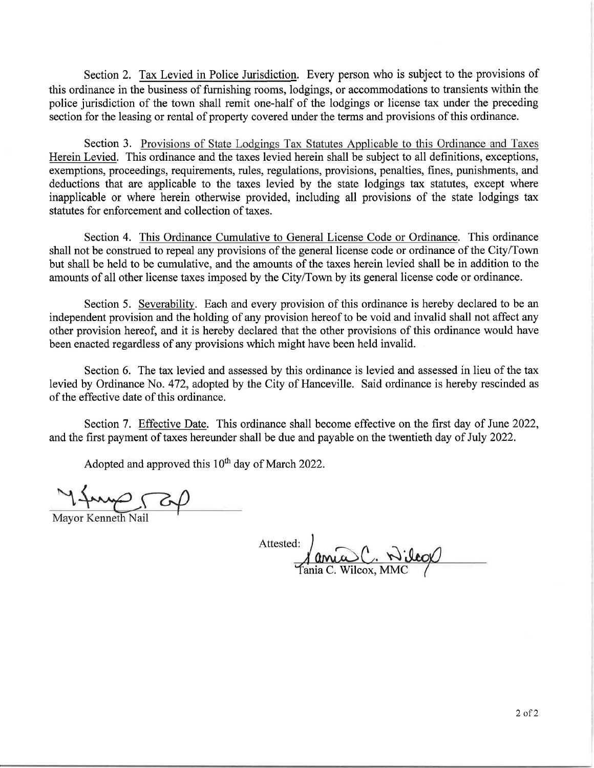Section 2. Tax Levied in Police Jurisdiction. Every person who is subject to the provisions of this ordinance in the business of furnishing rooms, lodgings, or accommodations to transients within the police jurisdiction of the town shall remit one-half of the lodgings or license tax under the preceding section for the leasing or rental of property covered under the terms and provisions of this ordinance.

Section 3. Provisions of State Lodgings Tax Statutes Applicable to this Ordinance and Taxes Herein Levied. This ordinance and the taxes levied herein shall be subject to all definitions, exceptions, exemptions, proceedings, requirements, rules, regulations, provisions, penalties, fines, punishments, and deductions that are applicable to the taxes levied by the state lodgings tax statutes, except where inapplicable or where herein otherwise provided, including all provisions of the state lodgings tax statutes for enforcement and collection of taxes.

Section 4. This Ordinance Cumulative to General License Code or Ordinance. This ordinance shall not be construed to repeal any provisions of the general license code or ordinance of the City/Town but shall be held to be cumulative, and the amounts of the taxes herein levied shall be in addition to the amounts of all other license taxes imposed by the City/Town by its general license code or ordinance.

Section 5. Severability. Each and every provision of this ordinance is hereby declared to be an independent provision and the holding of any provision hereof to be void and invalid shall not affect any other provision hereof, and it is hereby declared that the other provisions of this ordinance would have been enacted regardless of any provisions which might have been held invalid.

Section 6. The tax levied and assessed by this ordinance is levied and assessed in lieu of the tax levied by Ordinance No. 472, adopted by the City of Hanceville. Said ordinance is hereby rescinded as of the effective date of this ordinance.

Section 7. Effective Date. This ordinance shall become effective on the first day of June 2022, and the first payment of taxes hereunder shall be due and payable on the twentieth day of July 2022.

Adopted and approved this 10th day of March 2022.

Mayor Kenneth Nail

Attested:

Tania C. Wilcox, MMC